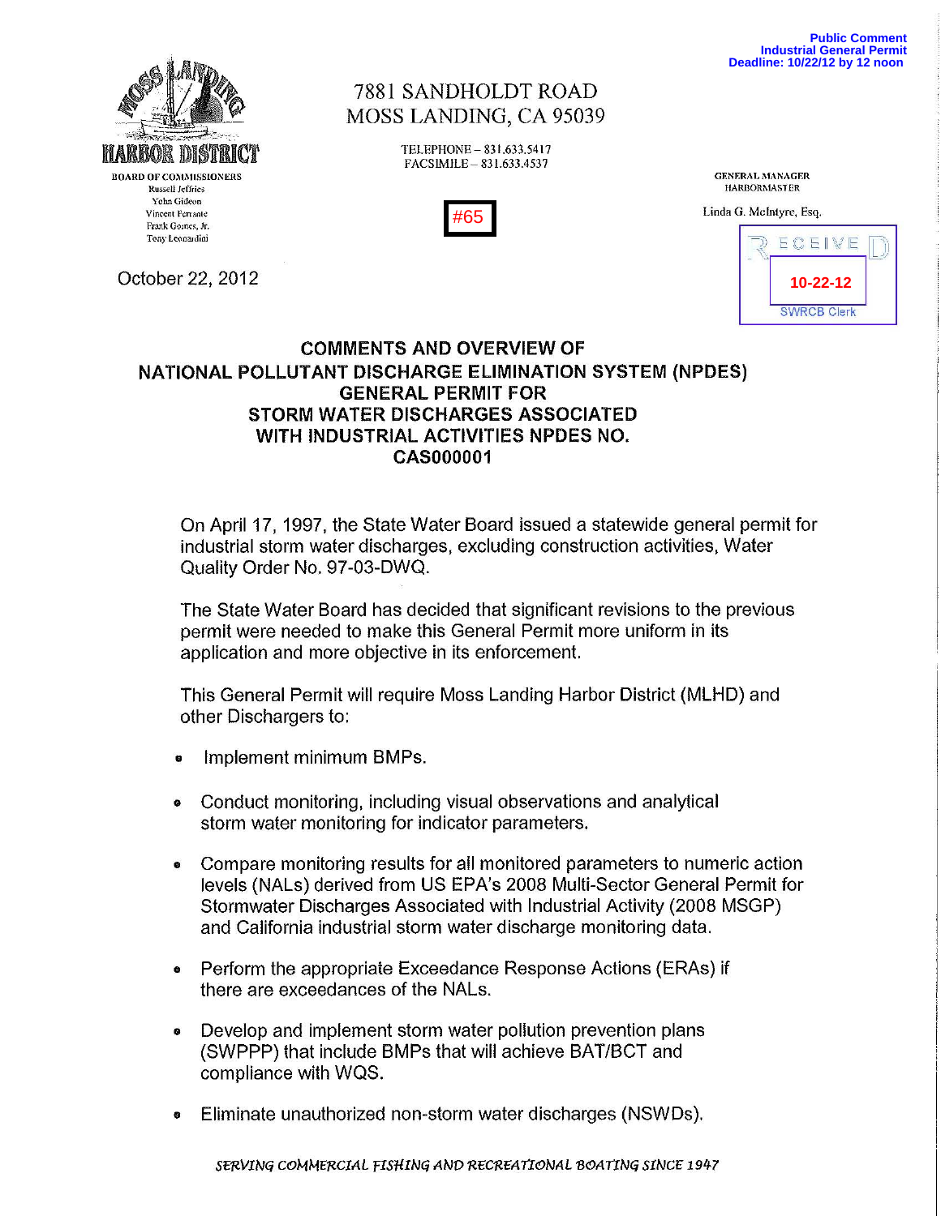Public Comment
Industrial General Permit
Deadline: 10/22/12 by 12 noon

MOSS LANDING HARBOR DISTRICT

BOARD OF COMMISSIONERS
Russell Jeffries
Yohn Gideon
Vincent Ferrante
Frank Gomes, Jr.
Tony Leonardini

7881 SANDHOLDT ROAD
MOSS LANDING, CA 95039

TELEPHONE – 831.633.5417
FACSIMILE – 831.633.4537

#65

GENERAL MANAGER
HARBORMASTER

Linda G. McIntyre, Esq.

RECEIVED
10-22-12
SWRCB Clerk

October 22, 2012

## COMMENTS AND OVERVIEW OF NATIONAL POLLUTANT DISCHARGE ELIMINATION SYSTEM (NPDES) GENERAL PERMIT FOR STORM WATER DISCHARGES ASSOCIATED WITH INDUSTRIAL ACTIVITIES NPDES NO. CAS000001

On April 17, 1997, the State Water Board issued a statewide general permit for industrial storm water discharges, excluding construction activities, Water Quality Order No. 97-03-DWQ.

The State Water Board has decided that significant revisions to the previous permit were needed to make this General Permit more uniform in its application and more objective in its enforcement.

This General Permit will require Moss Landing Harbor District (MLHD) and other Dischargers to:

- Implement minimum BMPs.
- Conduct monitoring, including visual observations and analytical storm water monitoring for indicator parameters.
- Compare monitoring results for all monitored parameters to numeric action levels (NALs) derived from US EPA's 2008 Multi-Sector General Permit for Stormwater Discharges Associated with Industrial Activity (2008 MSGP) and California industrial storm water discharge monitoring data.
- Perform the appropriate Exceedance Response Actions (ERAs) if there are exceedances of the NALs.
- Develop and implement storm water pollution prevention plans (SWPPP) that include BMPs that will achieve BAT/BCT and compliance with WQS.
- Eliminate unauthorized non-storm water discharges (NSWDs).

*SERVING COMMERCIAL FISHING AND RECREATIONAL BOATING SINCE 1947*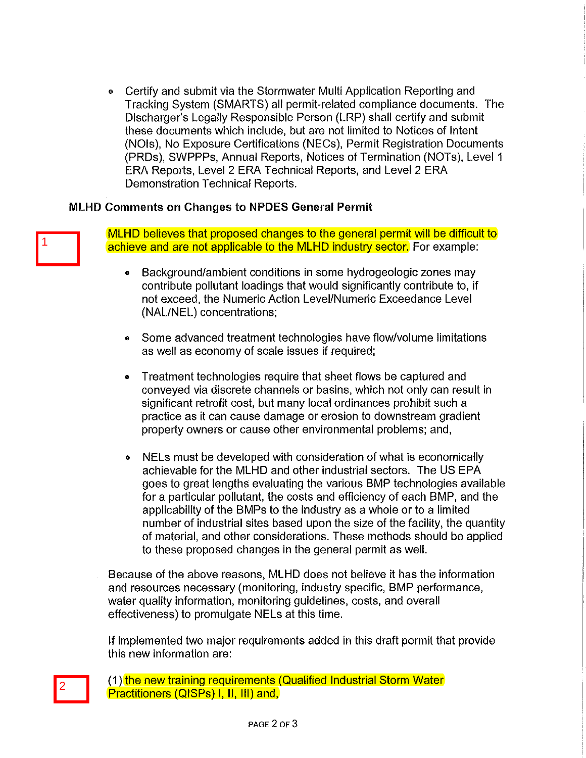- Certify and submit via the Stormwater Multi Application Reporting and Tracking System (SMARTS) all permit-related compliance documents. The Discharger's Legally Responsible Person (LRP) shall certify and submit these documents which include, but are not limited to Notices of Intent (NOIs), No Exposure Certifications (NECs), Permit Registration Documents (PRDs), SWPPPs, Annual Reports, Notices of Termination (NOTs), Level 1 ERA Reports, Level 2 ERA Technical Reports, and Level 2 ERA Demonstration Technical Reports.

**MLHD Comments on Changes to NPDES General Permit**

1

MLHD believes that proposed changes to the general permit will be difficult to achieve and are not applicable to the MLHD industry sector. For example:

- Background/ambient conditions in some hydrogeologic zones may contribute pollutant loadings that would significantly contribute to, if not exceed, the Numeric Action Level/Numeric Exceedance Level (NAL/NEL) concentrations;

- Some advanced treatment technologies have flow/volume limitations as well as economy of scale issues if required;

- Treatment technologies require that sheet flows be captured and conveyed via discrete channels or basins, which not only can result in significant retrofit cost, but many local ordinances prohibit such a practice as it can cause damage or erosion to downstream gradient property owners or cause other environmental problems; and,

- NELs must be developed with consideration of what is economically achievable for the MLHD and other industrial sectors. The US EPA goes to great lengths evaluating the various BMP technologies available for a particular pollutant, the costs and efficiency of each BMP, and the applicability of the BMPs to the industry as a whole or to a limited number of industrial sites based upon the size of the facility, the quantity of material, and other considerations. These methods should be applied to these proposed changes in the general permit as well.

Because of the above reasons, MLHD does not believe it has the information and resources necessary (monitoring, industry specific, BMP performance, water quality information, monitoring guidelines, costs, and overall effectiveness) to promulgate NELs at this time.

If implemented two major requirements added in this draft permit that provide this new information are:

2

(1) the new training requirements (Qualified Industrial Storm Water Practitioners (QISPs) I, II, III) and,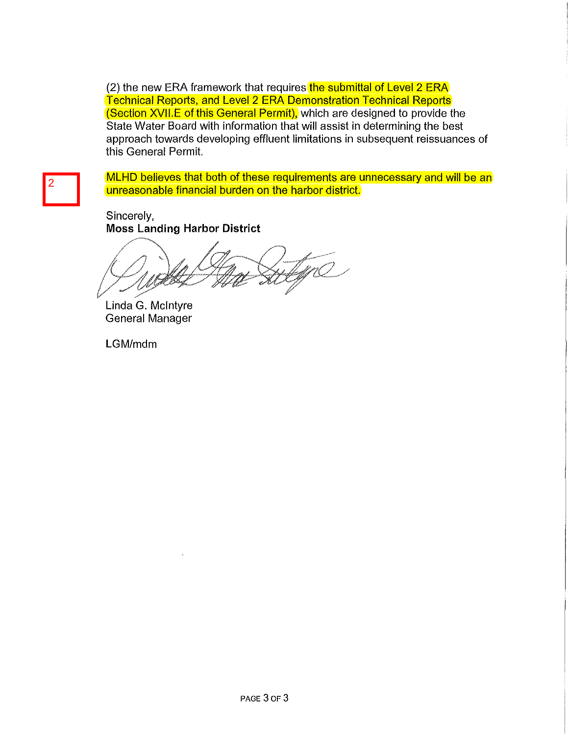(2) the new ERA framework that requires the submittal of Level 2 ERA Technical Reports, and Level 2 ERA Demonstration Technical Reports (Section XVII.E of this General Permit), which are designed to provide the State Water Board with information that will assist in determining the best approach towards developing effluent limitations in subsequent reissuances of this General Permit.

2

MLHD believes that both of these requirements are unnecessary and will be an unreasonable financial burden on the harbor district.

Sincerely,
**Moss Landing Harbor District**

Linda G. McIntyre
General Manager

LGM/mdm